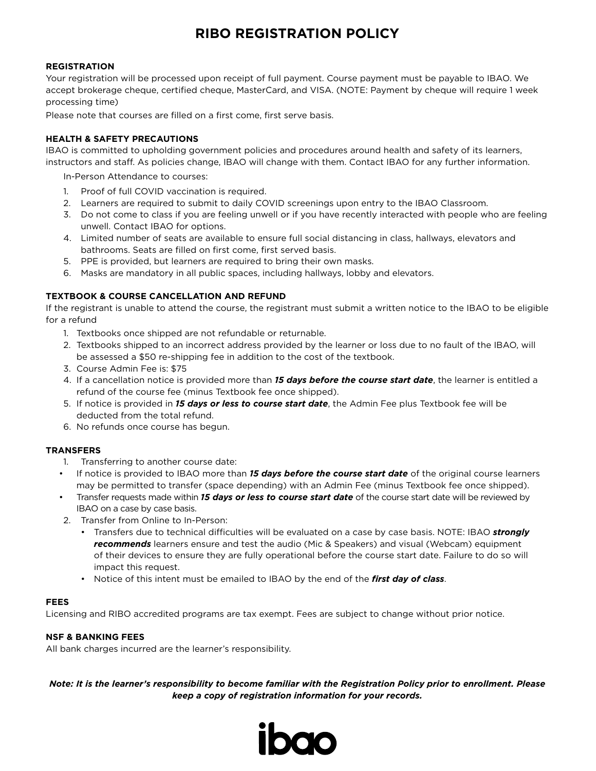# RIBO REGISTRATION POLICY

**REGISTRATION**

Your registration will be processed upon receipt of full payment. Course payment must be payable to IBAO. We accept brokerage cheque, certified cheque, MasterCard, and VISA. (NOTE: Payment by cheque will require 1 week processing time)

Please note that courses are filled on a first come, first serve basis.

**HEALTH & SAFETY PRECAUTIONS**

IBAO is committed to upholding government policies and procedures around health and safety of its learners, instructors and staff. As policies change, IBAO will change with them. Contact IBAO for any further information.

In-Person Attendance to courses:

1. Proof of full COVID vaccination is required.
2. Learners are required to submit to daily COVID screenings upon entry to the IBAO Classroom.
3. Do not come to class if you are feeling unwell or if you have recently interacted with people who are feeling unwell. Contact IBAO for options.
4. Limited number of seats are available to ensure full social distancing in class, hallways, elevators and bathrooms. Seats are filled on first come, first served basis.
5. PPE is provided, but learners are required to bring their own masks.
6. Masks are mandatory in all public spaces, including hallways, lobby and elevators.

**TEXTBOOK & COURSE CANCELLATION AND REFUND**

If the registrant is unable to attend the course, the registrant must submit a written notice to the IBAO to be eligible for a refund

1. Textbooks once shipped are not refundable or returnable.
2. Textbooks shipped to an incorrect address provided by the learner or loss due to no fault of the IBAO, will be assessed a $50 re-shipping fee in addition to the cost of the textbook.
3. Course Admin Fee is: $75
4. If a cancellation notice is provided more than ***15 days before the course start date***, the learner is entitled a refund of the course fee (minus Textbook fee once shipped).
5. If notice is provided in ***15 days or less to course start date***, the Admin Fee plus Textbook fee will be deducted from the total refund.
6. No refunds once course has begun.

**TRANSFERS**

1. Transferring to another course date:
   - If notice is provided to IBAO more than ***15 days before the course start date*** of the original course learners may be permitted to transfer (space depending) with an Admin Fee (minus Textbook fee once shipped).
   - Transfer requests made within ***15 days or less to course start date*** of the course start date will be reviewed by IBAO on a case by case basis.
2. Transfer from Online to In-Person:
   - Transfers due to technical difficulties will be evaluated on a case by case basis. NOTE: IBAO ***strongly recommends*** learners ensure and test the audio (Mic & Speakers) and visual (Webcam) equipment of their devices to ensure they are fully operational before the course start date. Failure to do so will impact this request.
   - Notice of this intent must be emailed to IBAO by the end of the ***first day of class***.

**FEES**

Licensing and RIBO accredited programs are tax exempt. Fees are subject to change without prior notice.

**NSF & BANKING FEES**

All bank charges incurred are the learner's responsibility.

***Note: It is the learner's responsibility to become familiar with the Registration Policy prior to enrollment. Please keep a copy of registration information for your records.***

ibao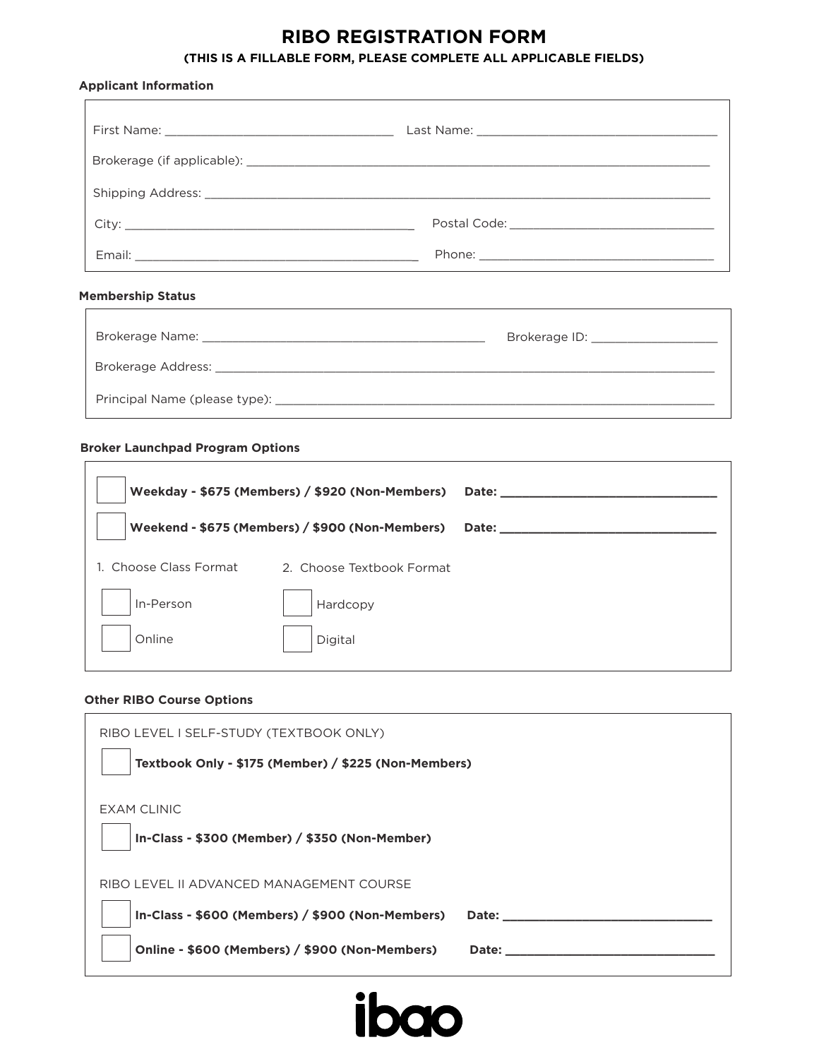# RIBO REGISTRATION FORM

**(THIS IS A FILLABLE FORM, PLEASE COMPLETE ALL APPLICABLE FIELDS)**

### Applicant Information

First Name: ________________________________ Last Name: ________________________________

Brokerage (if applicable): ________________________________________________________________

Shipping Address: ________________________________________________________________

City: ________________________________________ Postal Code: ____________________________

Email: ________________________________________ Phone: ________________________________

### Membership Status

Brokerage Name: ________________________________________ Brokerage ID: __________________

Brokerage Address: ________________________________________________________________

Principal Name (please type): ________________________________________________________

### Broker Launchpad Program Options

☐ **Weekday - $675 (Members) / $920 (Non-Members)** **Date: ______________________________**

☐ **Weekend - $675 (Members) / $900 (Non-Members)** **Date: ______________________________**

1. Choose Class Format
   - ☐ In-Person
   - ☐ Online
2. Choose Textbook Format
   - ☐ Hardcopy
   - ☐ Digital

### Other RIBO Course Options

RIBO LEVEL I SELF-STUDY (TEXTBOOK ONLY)

☐ **Textbook Only - $175 (Member) / $225 (Non-Members)**

EXAM CLINIC

☐ **In-Class - $300 (Member) / $350 (Non-Member)**

RIBO LEVEL II ADVANCED MANAGEMENT COURSE

☐ **In-Class - $600 (Members) / $900 (Non-Members)** **Date: ______________________________**

☐ **Online - $600 (Members) / $900 (Non-Members)** **Date: ______________________________**

ibao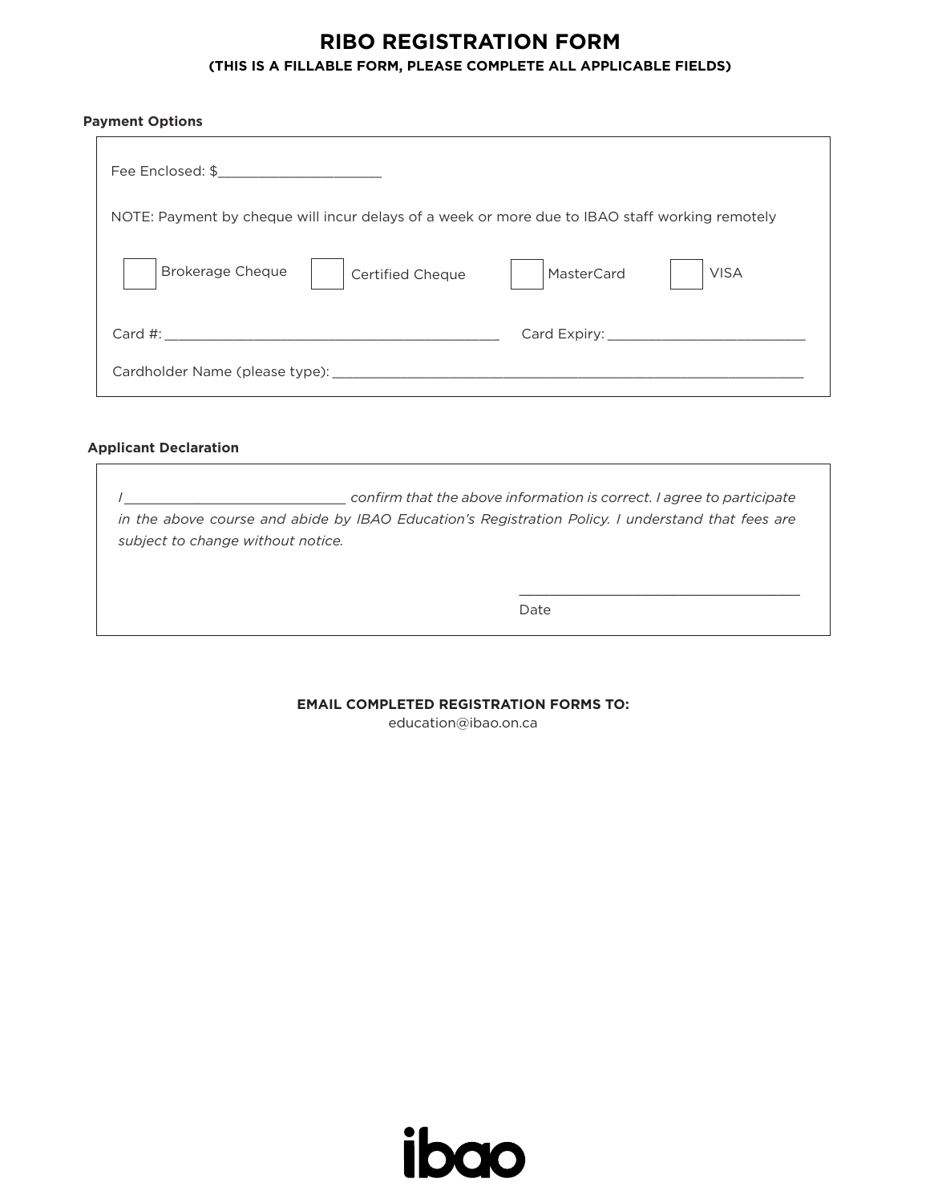# RIBO REGISTRATION FORM

**(THIS IS A FILLABLE FORM, PLEASE COMPLETE ALL APPLICABLE FIELDS)**

**Payment Options**

Fee Enclosed: $____________________

NOTE: Payment by cheque will incur delays of a week or more due to IBAO staff working remotely

☐ Brokerage Cheque ☐ Certified Cheque ☐ MasterCard ☐ VISA

Card #: ________________________________________ Card Expiry: ________________________

Cardholder Name (please type): ____________________________________________________________

**Applicant Declaration**

*I ___________________________ confirm that the above information is correct. I agree to participate in the above course and abide by IBAO Education's Registration Policy. I understand that fees are subject to change without notice.*

___________________________________
Date

**EMAIL COMPLETED REGISTRATION FORMS TO:**
education@ibao.on.ca

ibao